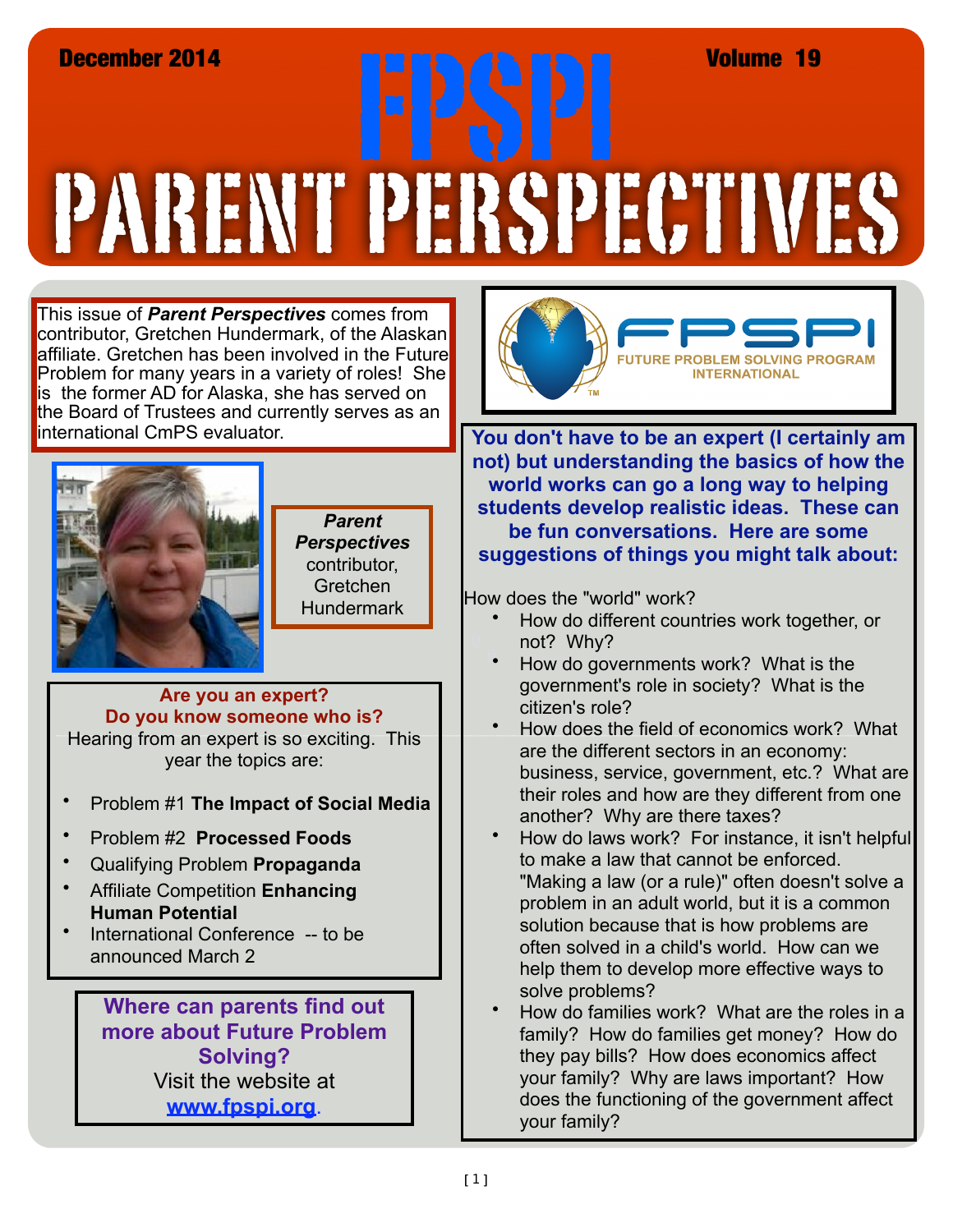December 2014 | Volume 19

# FPSPI PARENT PERSPECTIVES

This issue of ***Parent Perspectives*** comes from contributor, Gretchen Hundermark, of the Alaskan affiliate. Gretchen has been involved in the Future Problem for many years in a variety of roles! She is the former AD for Alaska, she has served on the Board of Trustees and currently serves as an international CmPS evaluator.

***Parent Perspectives*** contributor, Gretchen Hundermark

**Are you an expert?**
**Do you know someone who is?**

Hearing from an expert is so exciting. This year the topics are:

- Problem #1 **The Impact of Social Media**
- Problem #2 **Processed Foods**
- Qualifying Problem **Propaganda**
- Affiliate Competition **Enhancing Human Potential**
- International Conference -- to be announced March 2

**Where can parents find out more about Future Problem Solving?**

Visit the website at [www.fpspi.org](http://www.fpspi.org).

FPSPI FUTURE PROBLEM SOLVING PROGRAM INTERNATIONAL

**You don't have to be an expert (I certainly am not) but understanding the basics of how the world works can go a long way to helping students develop realistic ideas. These can be fun conversations. Here are some suggestions of things you might talk about:**

How does the "world" work?

- How do different countries work together, or not? Why?
- How do governments work? What is the government's role in society? What is the citizen's role?
- How does the field of economics work? What are the different sectors in an economy: business, service, government, etc.? What are their roles and how are they different from one another? Why are there taxes?
- How do laws work? For instance, it isn't helpful to make a law that cannot be enforced. "Making a law (or a rule)" often doesn't solve a problem in an adult world, but it is a common solution because that is how problems are often solved in a child's world. How can we help them to develop more effective ways to solve problems?
- How do families work? What are the roles in a family? How do families get money? How do they pay bills? How does economics affect your family? Why are laws important? How does the functioning of the government affect your family?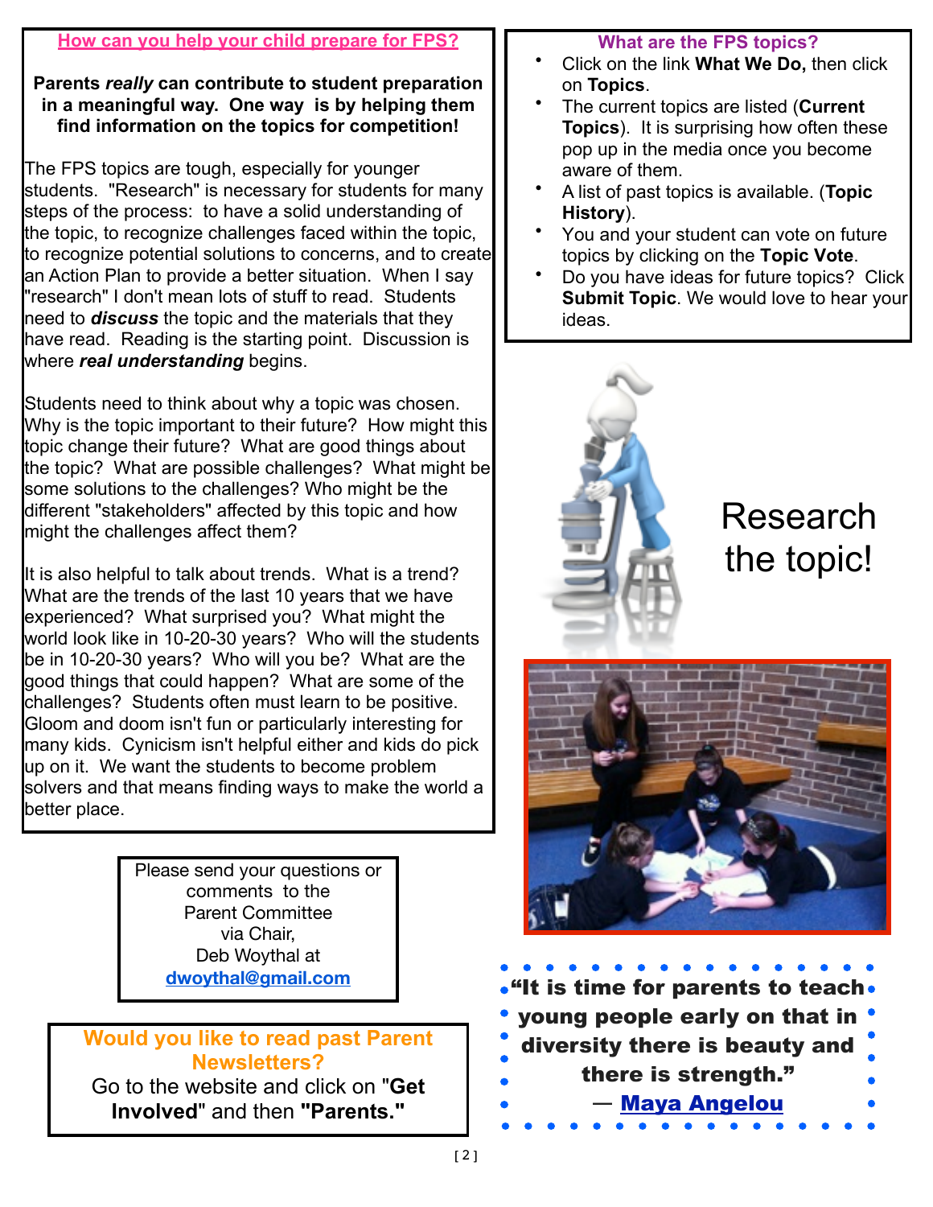## How can you help your child prepare for FPS?

**Parents *really* can contribute to student preparation in a meaningful way. One way is by helping them find information on the topics for competition!**

The FPS topics are tough, especially for younger students. "Research" is necessary for students for many steps of the process: to have a solid understanding of the topic, to recognize challenges faced within the topic, to recognize potential solutions to concerns, and to create an Action Plan to provide a better situation. When I say "research" I don't mean lots of stuff to read. Students need to ***discuss*** the topic and the materials that they have read. Reading is the starting point. Discussion is where ***real understanding*** begins.

Students need to think about why a topic was chosen. Why is the topic important to their future? How might this topic change their future? What are good things about the topic? What are possible challenges? What might be some solutions to the challenges? Who might be the different "stakeholders" affected by this topic and how might the challenges affect them?

It is also helpful to talk about trends. What is a trend? What are the trends of the last 10 years that we have experienced? What surprised you? What might the world look like in 10-20-30 years? Who will the students be in 10-20-30 years? Who will you be? What are the good things that could happen? What are some of the challenges? Students often must learn to be positive. Gloom and doom isn't fun or particularly interesting for many kids. Cynicism isn't helpful either and kids do pick up on it. We want the students to become problem solvers and that means finding ways to make the world a better place.

Please send your questions or comments to the Parent Committee via Chair, Deb Woythal at **dwoythal@gmail.com**

**Would you like to read past Parent Newsletters?**
Go to the website and click on "**Get Involved**" and then **"Parents."**

## What are the FPS topics?

- Click on the link **What We Do,** then click on **Topics**.
- The current topics are listed (**Current Topics**). It is surprising how often these pop up in the media once you become aware of them.
- A list of past topics is available. (**Topic History**).
- You and your student can vote on future topics by clicking on the **Topic Vote**.
- Do you have ideas for future topics? Click **Submit Topic**. We would love to hear your ideas.

Research the topic!

**"It is time for parents to teach young people early on that in diversity there is beauty and there is strength."**
**— Maya Angelou**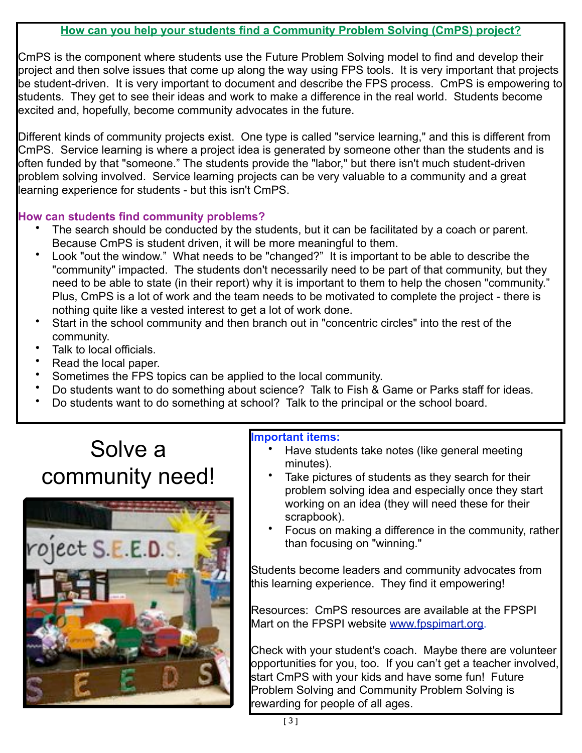## How can you help your students find a Community Problem Solving (CmPS) project?

CmPS is the component where students use the Future Problem Solving model to find and develop their project and then solve issues that come up along the way using FPS tools. It is very important that projects be student-driven. It is very important to document and describe the FPS process. CmPS is empowering to students. They get to see their ideas and work to make a difference in the real world. Students become excited and, hopefully, become community advocates in the future.

Different kinds of community projects exist. One type is called "service learning," and this is different from CmPS. Service learning is where a project idea is generated by someone other than the students and is often funded by that "someone." The students provide the "labor," but there isn't much student-driven problem solving involved. Service learning projects can be very valuable to a community and a great learning experience for students - but this isn't CmPS.

### How can students find community problems?

- The search should be conducted by the students, but it can be facilitated by a coach or parent. Because CmPS is student driven, it will be more meaningful to them.
- Look "out the window." What needs to be "changed?" It is important to be able to describe the "community" impacted. The students don't necessarily need to be part of that community, but they need to be able to state (in their report) why it is important to them to help the chosen "community." Plus, CmPS is a lot of work and the team needs to be motivated to complete the project - there is nothing quite like a vested interest to get a lot of work done.
- Start in the school community and then branch out in "concentric circles" into the rest of the community.
- Talk to local officials.
- Read the local paper.
- Sometimes the FPS topics can be applied to the local community.
- Do students want to do something about science? Talk to Fish & Game or Parks staff for ideas.
- Do students want to do something at school? Talk to the principal or the school board.

# Solve a community need!

### Important items:

- Have students take notes (like general meeting minutes).
- Take pictures of students as they search for their problem solving idea and especially once they start working on an idea (they will need these for their scrapbook).
- Focus on making a difference in the community, rather than focusing on "winning."

Students become leaders and community advocates from this learning experience. They find it empowering!

Resources: CmPS resources are available at the FPSPI Mart on the FPSPI website www.fpspimart.org.

Check with your student's coach. Maybe there are volunteer opportunities for you, too. If you can't get a teacher involved, start CmPS with your kids and have some fun! Future Problem Solving and Community Problem Solving is rewarding for people of all ages.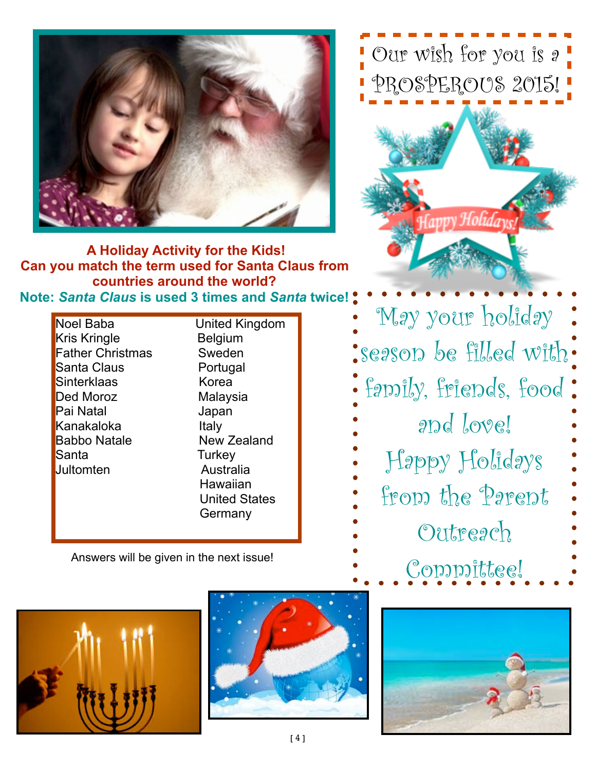Our wish for you is a PROSPEROUS 2015!

**A Holiday Activity for the Kids!**
**Can you match the term used for Santa Claus from countries around the world?**

**Note: *Santa Claus* is used 3 times and *Santa* twice!**

| | |
|---|---|
| Noel Baba | United Kingdom |
| Kris Kringle | Belgium |
| Father Christmas | Sweden |
| Santa Claus | Portugal |
| Sinterklaas | Korea |
| Ded Moroz | Malaysia |
| Pai Natal | Japan |
| Kanakaloka | Italy |
| Babbo Natale | New Zealand |
| Santa | Turkey |
| Jultomten | Australia |
| | Hawaiian |
| | United States |
| | Germany |

Answers will be given in the next issue!

May your holiday season be filled with family, friends, food and love!

Happy Holidays from the Parent Outreach Committee!